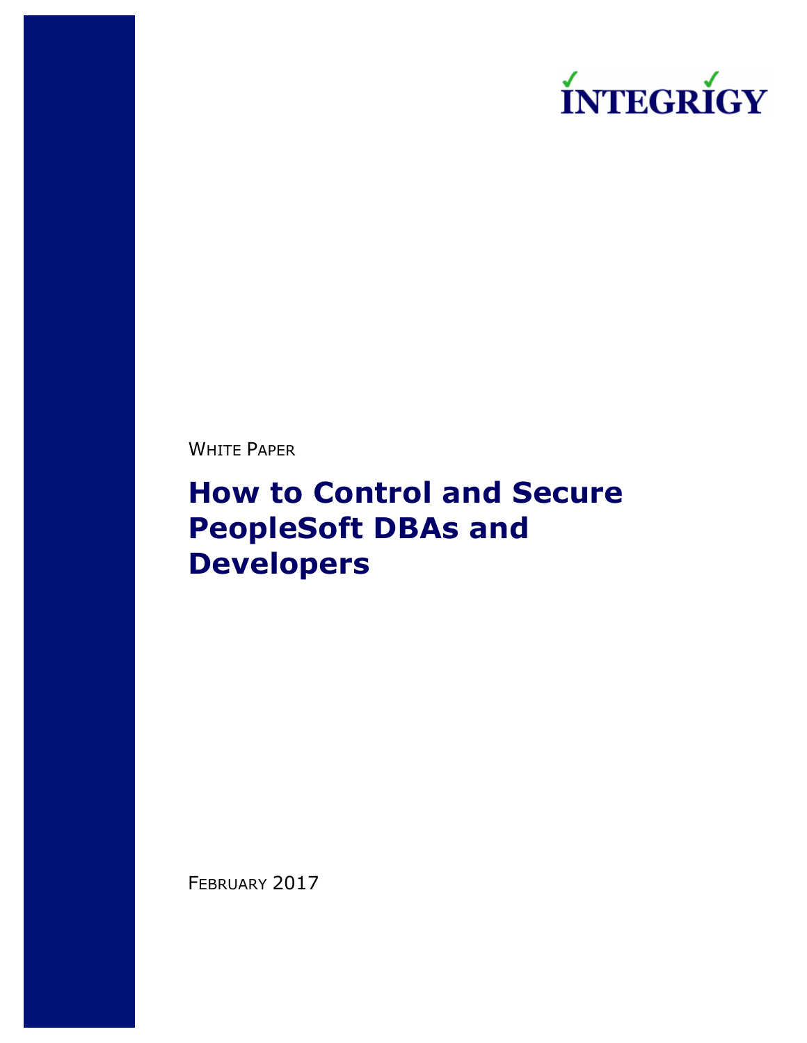INTEGRIGY

WHITE PAPER

# How to Control and Secure PeopleSoft DBAs and Developers

FEBRUARY 2017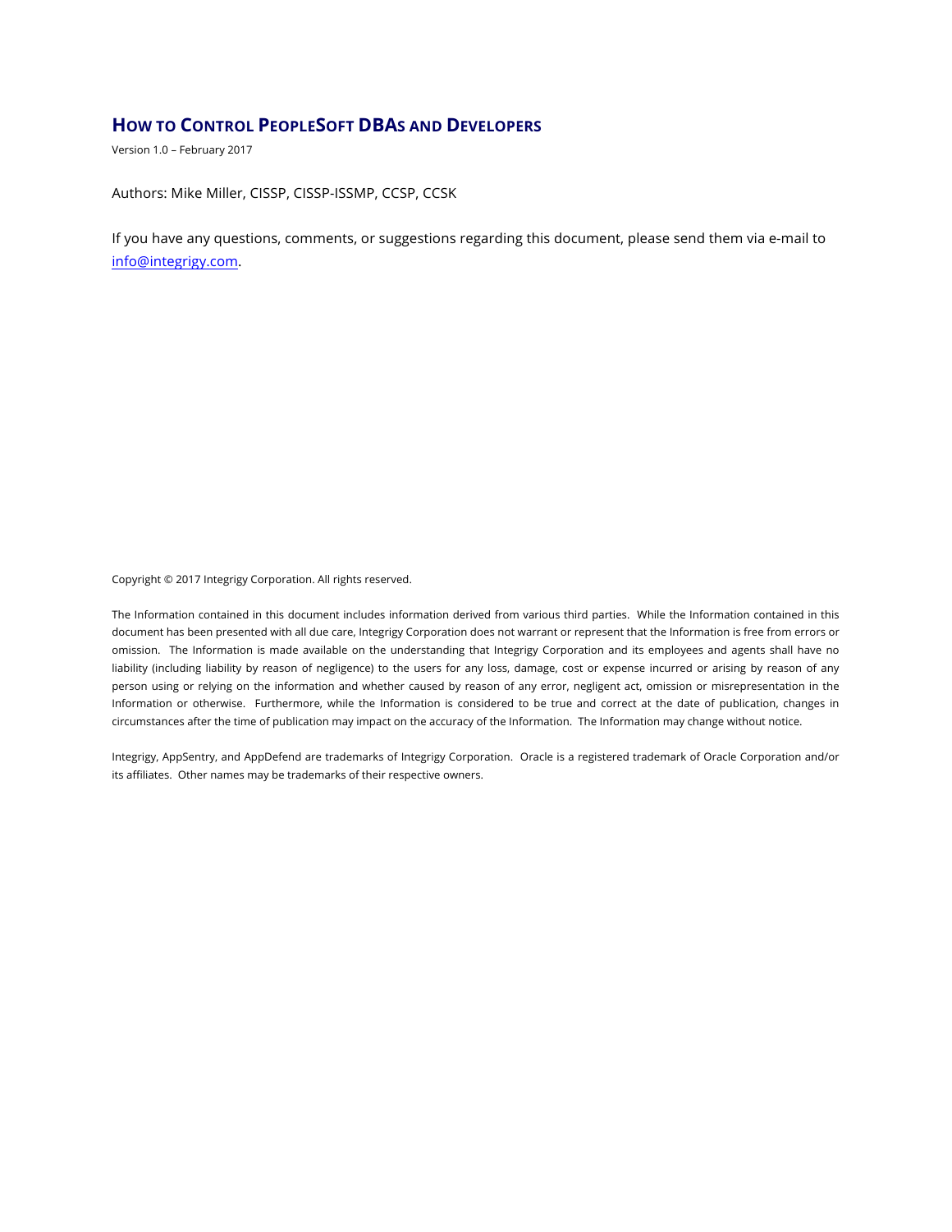# How to Control PeopleSoft DBAs and Developers

Version 1.0 – February 2017

Authors: Mike Miller, CISSP, CISSP-ISSMP, CCSP, CCSK

If you have any questions, comments, or suggestions regarding this document, please send them via e-mail to info@integrigy.com.

Copyright © 2017 Integrigy Corporation. All rights reserved.

The Information contained in this document includes information derived from various third parties. While the Information contained in this document has been presented with all due care, Integrigy Corporation does not warrant or represent that the Information is free from errors or omission. The Information is made available on the understanding that Integrigy Corporation and its employees and agents shall have no liability (including liability by reason of negligence) to the users for any loss, damage, cost or expense incurred or arising by reason of any person using or relying on the information and whether caused by reason of any error, negligent act, omission or misrepresentation in the Information or otherwise. Furthermore, while the Information is considered to be true and correct at the date of publication, changes in circumstances after the time of publication may impact on the accuracy of the Information. The Information may change without notice.

Integrigy, AppSentry, and AppDefend are trademarks of Integrigy Corporation. Oracle is a registered trademark of Oracle Corporation and/or its affiliates. Other names may be trademarks of their respective owners.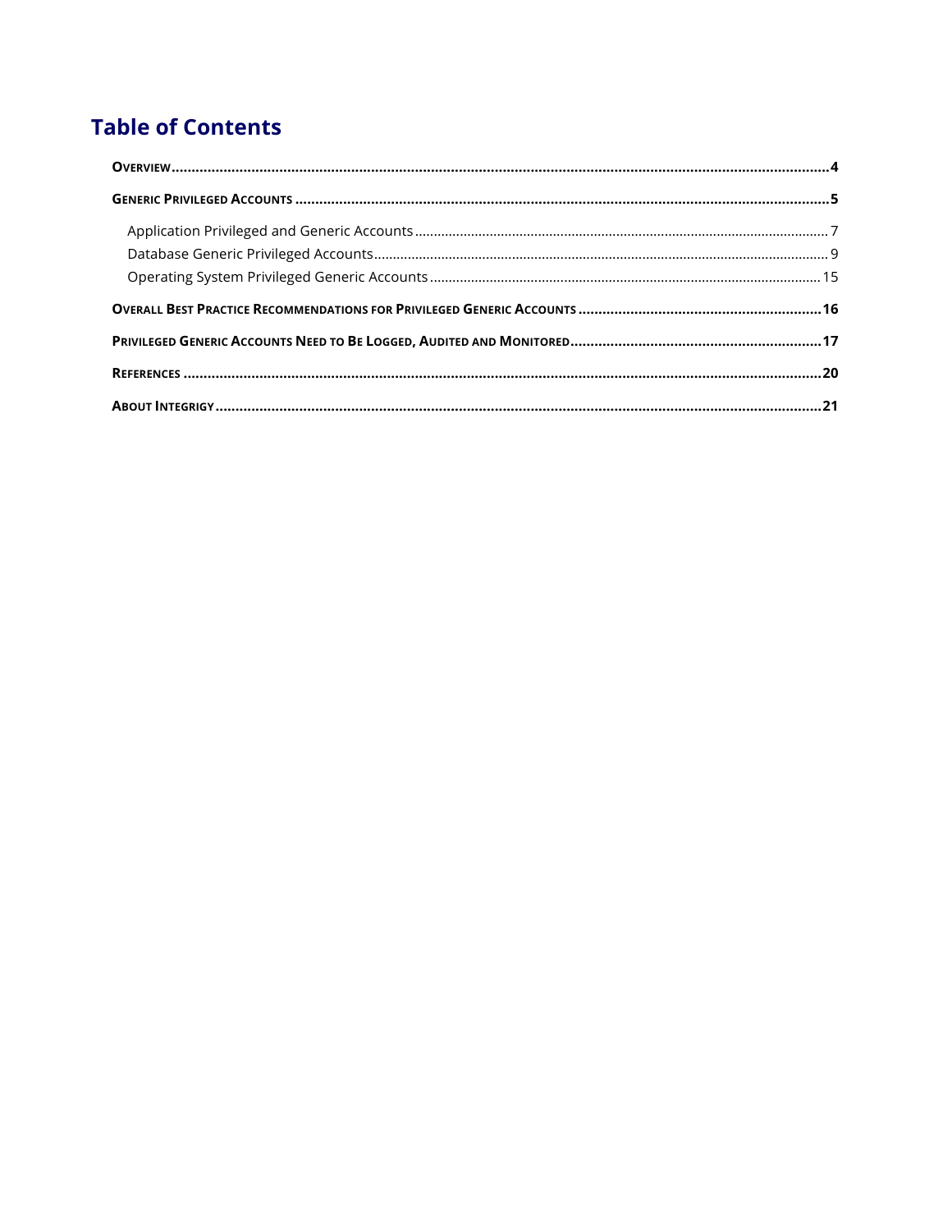# Table of Contents

**Overview** .......... **4**

**Generic Privileged Accounts** .......... **5**

- Application Privileged and Generic Accounts .......... 7
- Database Generic Privileged Accounts .......... 9
- Operating System Privileged Generic Accounts .......... 15

**Overall Best Practice Recommendations for Privileged Generic Accounts** .......... **16**

**Privileged Generic Accounts Need to Be Logged, Audited and Monitored** .......... **17**

**References** .......... **20**

**About Integrigy** .......... **21**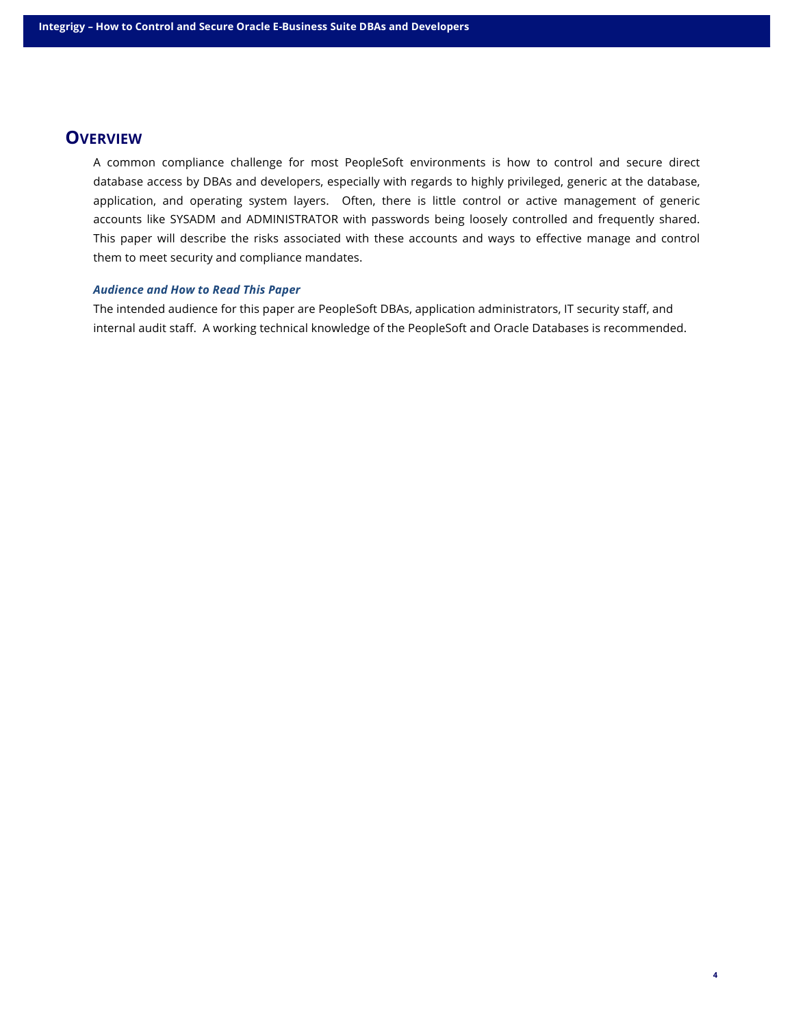# Overview

A common compliance challenge for most PeopleSoft environments is how to control and secure direct database access by DBAs and developers, especially with regards to highly privileged, generic at the database, application, and operating system layers. Often, there is little control or active management of generic accounts like SYSADM and ADMINISTRATOR with passwords being loosely controlled and frequently shared. This paper will describe the risks associated with these accounts and ways to effective manage and control them to meet security and compliance mandates.

### *Audience and How to Read This Paper*

The intended audience for this paper are PeopleSoft DBAs, application administrators, IT security staff, and internal audit staff. A working technical knowledge of the PeopleSoft and Oracle Databases is recommended.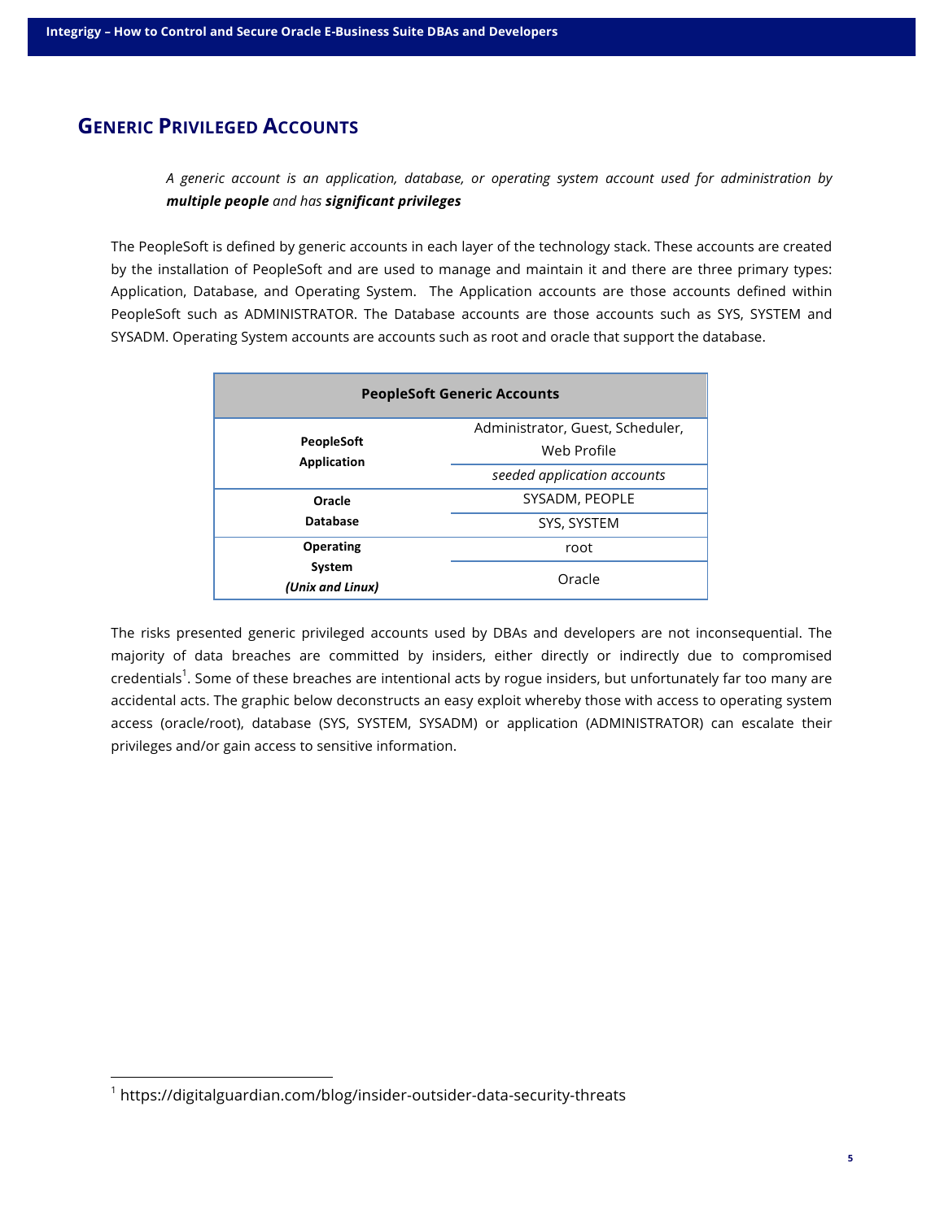## Generic Privileged Accounts

> *A generic account is an application, database, or operating system account used for administration by* ***multiple people*** *and has* ***significant privileges***

The PeopleSoft is defined by generic accounts in each layer of the technology stack. These accounts are created by the installation of PeopleSoft and are used to manage and maintain it and there are three primary types: Application, Database, and Operating System. The Application accounts are those accounts defined within PeopleSoft such as ADMINISTRATOR. The Database accounts are those accounts such as SYS, SYSTEM and SYSADM. Operating System accounts are accounts such as root and oracle that support the database.

| PeopleSoft Generic Accounts | |
|---|---|
| **PeopleSoft Application** | Administrator, Guest, Scheduler, Web Profile |
| | *seeded application accounts* |
| **Oracle Database** | SYSADM, PEOPLE |
| | SYS, SYSTEM |
| **Operating System *(Unix and Linux)*** | root |
| | Oracle |

The risks presented generic privileged accounts used by DBAs and developers are not inconsequential. The majority of data breaches are committed by insiders, either directly or indirectly due to compromised credentials[1]. Some of these breaches are intentional acts by rogue insiders, but unfortunately far too many are accidental acts. The graphic below deconstructs an easy exploit whereby those with access to operating system access (oracle/root), database (SYS, SYSTEM, SYSADM) or application (ADMINISTRATOR) can escalate their privileges and/or gain access to sensitive information.

[1] https://digitalguardian.com/blog/insider-outsider-data-security-threats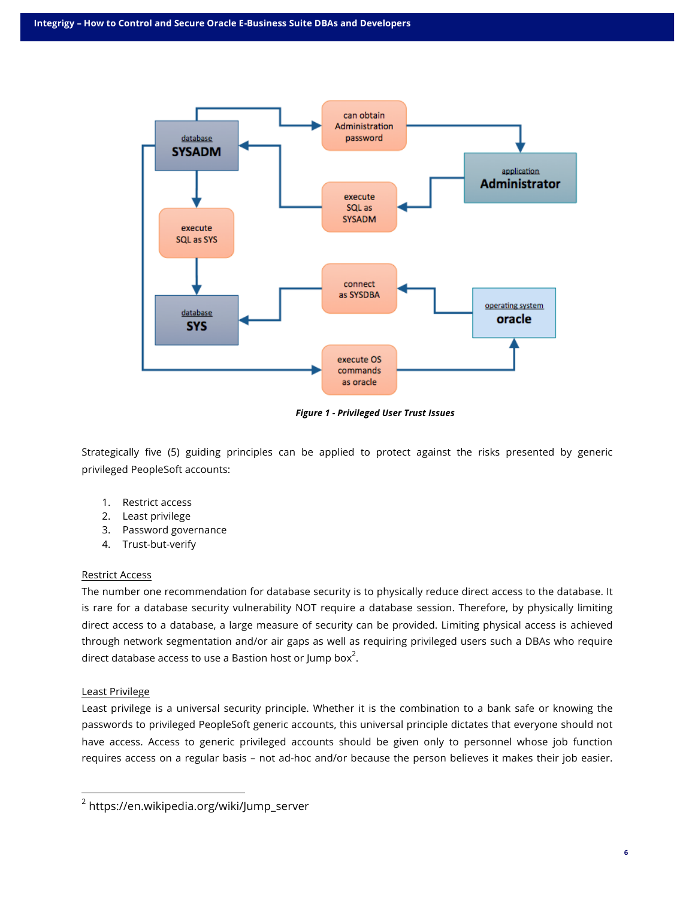*Figure 1 - Privileged User Trust Issues*

Strategically five (5) guiding principles can be applied to protect against the risks presented by generic privileged PeopleSoft accounts:

1. Restrict access
2. Least privilege
3. Password governance
4. Trust-but-verify

Restrict Access

The number one recommendation for database security is to physically reduce direct access to the database. It is rare for a database security vulnerability NOT require a database session. Therefore, by physically limiting direct access to a database, a large measure of security can be provided. Limiting physical access is achieved through network segmentation and/or air gaps as well as requiring privileged users such a DBAs who require direct database access to use a Bastion host or Jump box[2].

Least Privilege

Least privilege is a universal security principle. Whether it is the combination to a bank safe or knowing the passwords to privileged PeopleSoft generic accounts, this universal principle dictates that everyone should not have access. Access to generic privileged accounts should be given only to personnel whose job function requires access on a regular basis – not ad-hoc and/or because the person believes it makes their job easier.

[2] https://en.wikipedia.org/wiki/Jump_server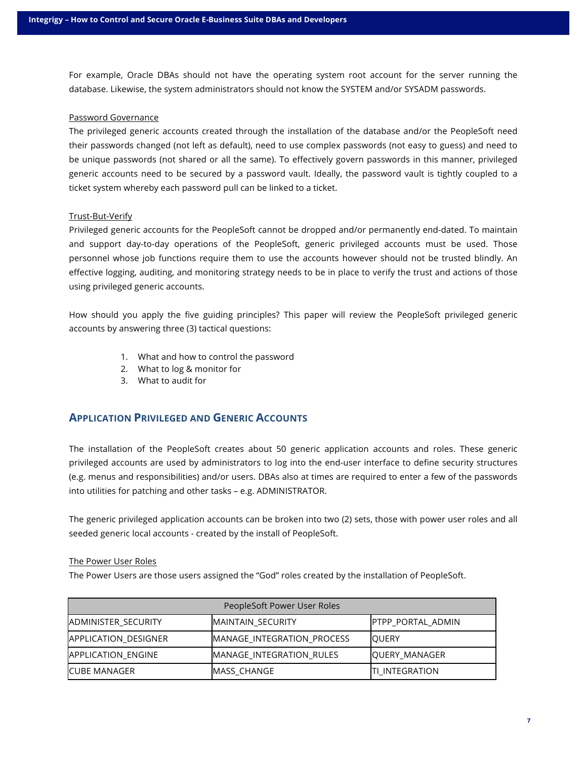For example, Oracle DBAs should not have the operating system root account for the server running the database. Likewise, the system administrators should not know the SYSTEM and/or SYSADM passwords.

Password Governance

The privileged generic accounts created through the installation of the database and/or the PeopleSoft need their passwords changed (not left as default), need to use complex passwords (not easy to guess) and need to be unique passwords (not shared or all the same). To effectively govern passwords in this manner, privileged generic accounts need to be secured by a password vault. Ideally, the password vault is tightly coupled to a ticket system whereby each password pull can be linked to a ticket.

Trust-But-Verify

Privileged generic accounts for the PeopleSoft cannot be dropped and/or permanently end-dated. To maintain and support day-to-day operations of the PeopleSoft, generic privileged accounts must be used. Those personnel whose job functions require them to use the accounts however should not be trusted blindly. An effective logging, auditing, and monitoring strategy needs to be in place to verify the trust and actions of those using privileged generic accounts.

How should you apply the five guiding principles? This paper will review the PeopleSoft privileged generic accounts by answering three (3) tactical questions:

1. What and how to control the password
2. What to log & monitor for
3. What to audit for

## Application Privileged and Generic Accounts

The installation of the PeopleSoft creates about 50 generic application accounts and roles. These generic privileged accounts are used by administrators to log into the end-user interface to define security structures (e.g. menus and responsibilities) and/or users. DBAs also at times are required to enter a few of the passwords into utilities for patching and other tasks – e.g. ADMINISTRATOR.

The generic privileged application accounts can be broken into two (2) sets, those with power user roles and all seeded generic local accounts - created by the install of PeopleSoft.

The Power User Roles

The Power Users are those users assigned the "God" roles created by the installation of PeopleSoft.

| PeopleSoft Power User Roles | | |
|---|---|---|
| ADMINISTER_SECURITY | MAINTAIN_SECURITY | PTPP_PORTAL_ADMIN |
| APPLICATION_DESIGNER | MANAGE_INTEGRATION_PROCESS | QUERY |
| APPLICATION_ENGINE | MANAGE_INTEGRATION_RULES | QUERY_MANAGER |
| CUBE MANAGER | MASS_CHANGE | TI_INTEGRATION |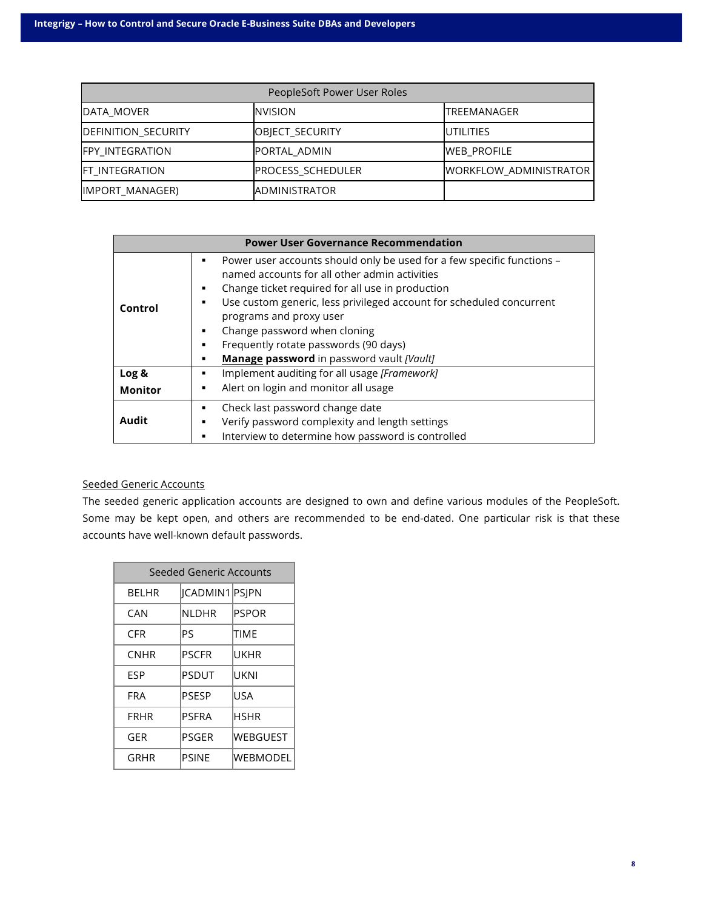| PeopleSoft Power User Roles | | |
|---|---|---|
| DATA_MOVER | NVISION | TREEMANAGER |
| DEFINITION_SECURITY | OBJECT_SECURITY | UTILITIES |
| FPY_INTEGRATION | PORTAL_ADMIN | WEB_PROFILE |
| FT_INTEGRATION | PROCESS_SCHEDULER | WORKFLOW_ADMINISTRATOR |
| IMPORT_MANAGER) | ADMINISTRATOR | |

| **Power User Governance Recommendation** | |
|---|---|
| **Control** | ▪ Power user accounts should only be used for a few specific functions – named accounts for all other admin activities<br>▪ Change ticket required for all use in production<br>▪ Use custom generic, less privileged account for scheduled concurrent programs and proxy user<br>▪ Change password when cloning<br>▪ Frequently rotate passwords (90 days)<br>▪ **Manage password** in password vault *[Vault]* |
| **Log & Monitor** | ▪ Implement auditing for all usage *[Framework]*<br>▪ Alert on login and monitor all usage |
| **Audit** | ▪ Check last password change date<br>▪ Verify password complexity and length settings<br>▪ Interview to determine how password is controlled |

Seeded Generic Accounts

The seeded generic application accounts are designed to own and define various modules of the PeopleSoft. Some may be kept open, and others are recommended to be end-dated. One particular risk is that these accounts have well-known default passwords.

| Seeded Generic Accounts | | |
|---|---|---|
| BELHR | JCADMIN1 | PSJPN |
| CAN | NLDHR | PSPOR |
| CFR | PS | TIME |
| CNHR | PSCFR | UKHR |
| ESP | PSDUT | UKNI |
| FRA | PSESP | USA |
| FRHR | PSFRA | HSHR |
| GER | PSGER | WEBGUEST |
| GRHR | PSINE | WEBMODEL |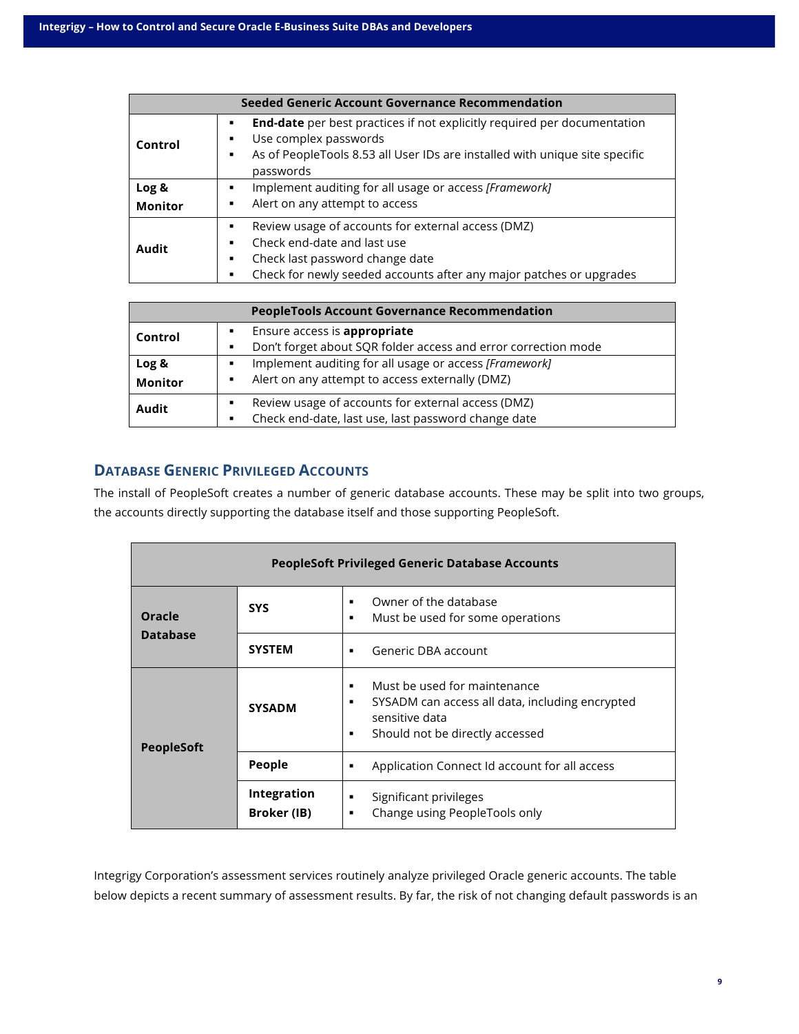| Seeded Generic Account Governance Recommendation | |
|---|---|
| **Control** | ▪ **End-date** per best practices if not explicitly required per documentation<br>▪ Use complex passwords<br>▪ As of PeopleTools 8.53 all User IDs are installed with unique site specific passwords |
| **Log & Monitor** | ▪ Implement auditing for all usage or access *[Framework]*<br>▪ Alert on any attempt to access |
| **Audit** | ▪ Review usage of accounts for external access (DMZ)<br>▪ Check end-date and last use<br>▪ Check last password change date<br>▪ Check for newly seeded accounts after any major patches or upgrades |

| PeopleTools Account Governance Recommendation | |
|---|---|
| **Control** | ▪ Ensure access is **appropriate**<br>▪ Don't forget about SQR folder access and error correction mode |
| **Log & Monitor** | ▪ Implement auditing for all usage or access *[Framework]*<br>▪ Alert on any attempt to access externally (DMZ) |
| **Audit** | ▪ Review usage of accounts for external access (DMZ)<br>▪ Check end-date, last use, last password change date |

## Database Generic Privileged Accounts

The install of PeopleSoft creates a number of generic database accounts. These may be split into two groups, the accounts directly supporting the database itself and those supporting PeopleSoft.

| PeopleSoft Privileged Generic Database Accounts | | |
|---|---|---|
| **Oracle Database** | **SYS** | ▪ Owner of the database<br>▪ Must be used for some operations |
| | **SYSTEM** | ▪ Generic DBA account |
| **PeopleSoft** | **SYSADM** | ▪ Must be used for maintenance<br>▪ SYSADM can access all data, including encrypted sensitive data<br>▪ Should not be directly accessed |
| | **People** | ▪ Application Connect Id account for all access |
| | **Integration Broker (IB)** | ▪ Significant privileges<br>▪ Change using PeopleTools only |

Integrigy Corporation's assessment services routinely analyze privileged Oracle generic accounts. The table below depicts a recent summary of assessment results. By far, the risk of not changing default passwords is an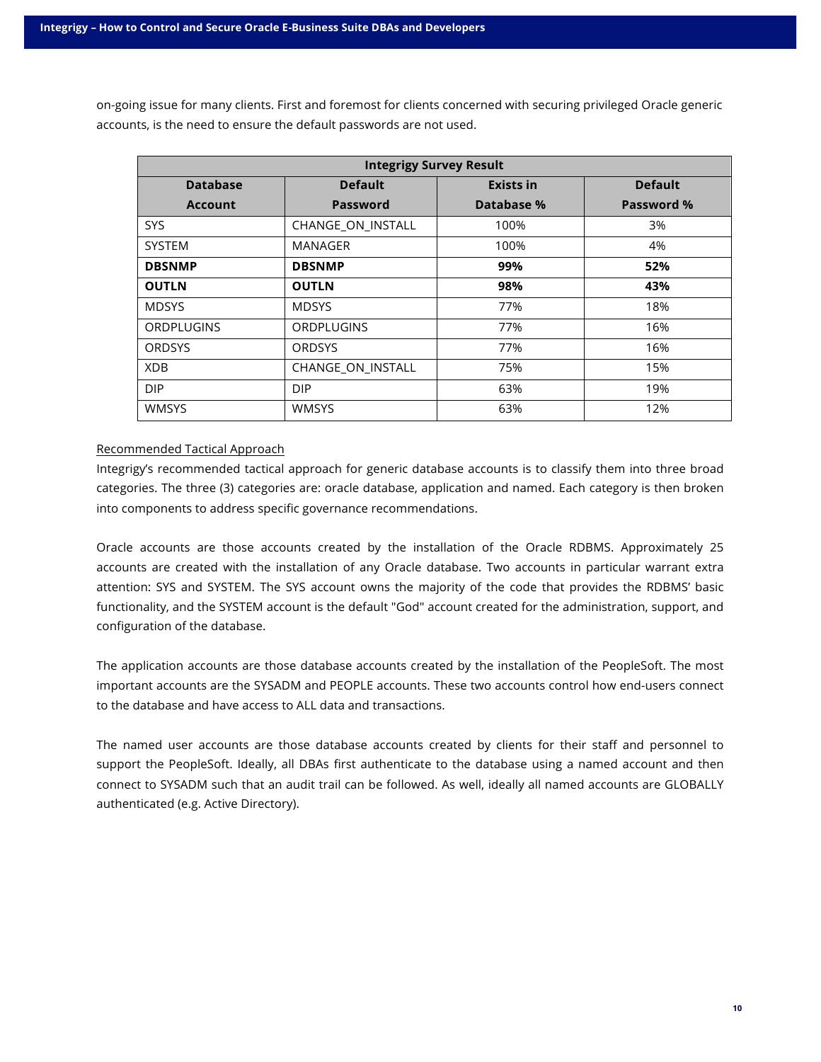on-going issue for many clients. First and foremost for clients concerned with securing privileged Oracle generic accounts, is the need to ensure the default passwords are not used.

| Integrigy Survey Result | | | |
|---|---|---|---|
| **Database Account** | **Default Password** | **Exists in Database %** | **Default Password %** |
| SYS | CHANGE_ON_INSTALL | 100% | 3% |
| SYSTEM | MANAGER | 100% | 4% |
| **DBSNMP** | **DBSNMP** | **99%** | **52%** |
| **OUTLN** | **OUTLN** | **98%** | **43%** |
| MDSYS | MDSYS | 77% | 18% |
| ORDPLUGINS | ORDPLUGINS | 77% | 16% |
| ORDSYS | ORDSYS | 77% | 16% |
| XDB | CHANGE_ON_INSTALL | 75% | 15% |
| DIP | DIP | 63% | 19% |
| WMSYS | WMSYS | 63% | 12% |

Recommended Tactical Approach

Integrigy's recommended tactical approach for generic database accounts is to classify them into three broad categories. The three (3) categories are: oracle database, application and named. Each category is then broken into components to address specific governance recommendations.

Oracle accounts are those accounts created by the installation of the Oracle RDBMS. Approximately 25 accounts are created with the installation of any Oracle database. Two accounts in particular warrant extra attention: SYS and SYSTEM. The SYS account owns the majority of the code that provides the RDBMS' basic functionality, and the SYSTEM account is the default "God" account created for the administration, support, and configuration of the database.

The application accounts are those database accounts created by the installation of the PeopleSoft. The most important accounts are the SYSADM and PEOPLE accounts. These two accounts control how end-users connect to the database and have access to ALL data and transactions.

The named user accounts are those database accounts created by clients for their staff and personnel to support the PeopleSoft. Ideally, all DBAs first authenticate to the database using a named account and then connect to SYSADM such that an audit trail can be followed. As well, ideally all named accounts are GLOBALLY authenticated (e.g. Active Directory).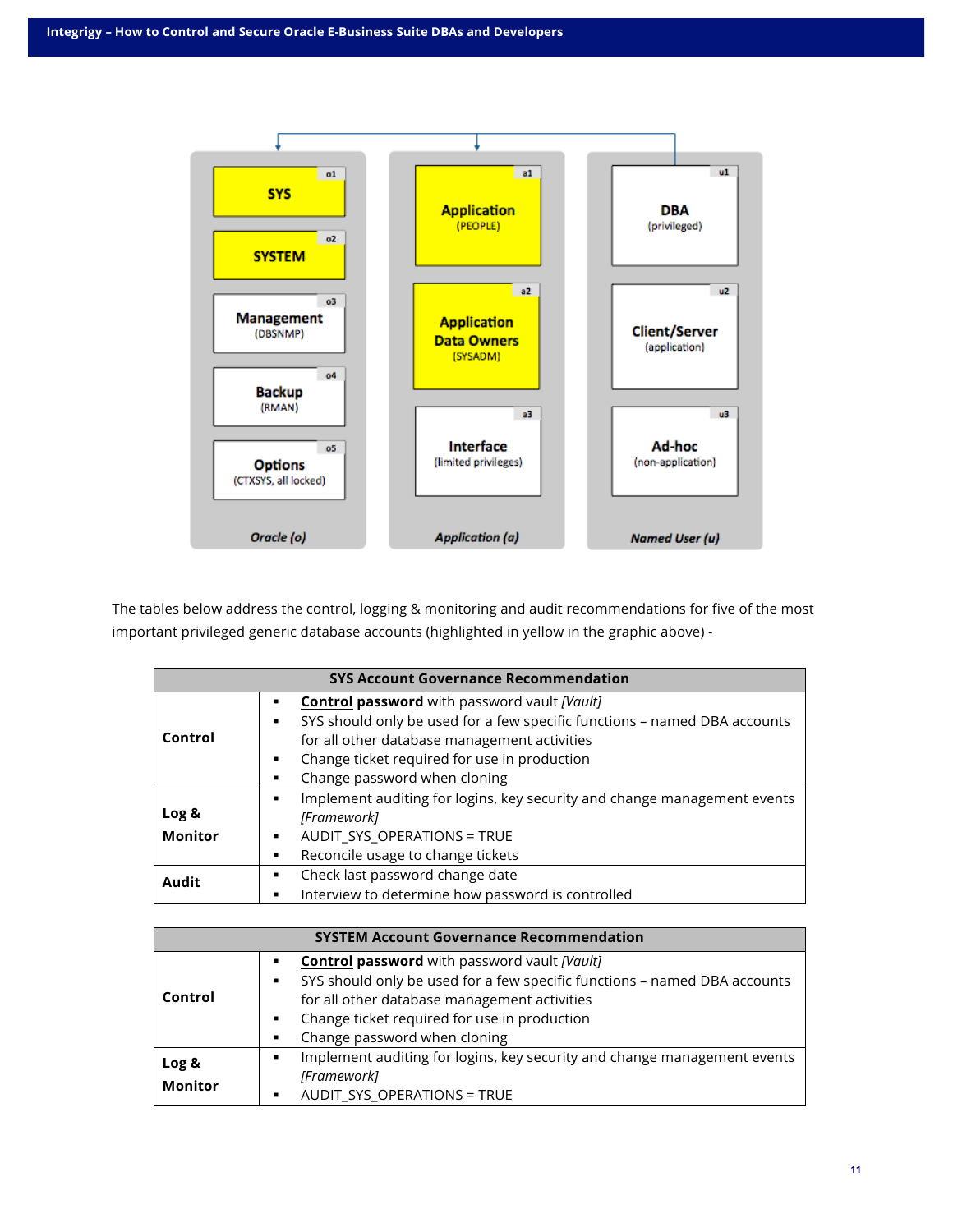| Oracle (o) | Application (a) | Named User (u) |
|---|---|---|
| o1 SYS | a1 Application (PEOPLE) | u1 DBA (privileged) |
| o2 SYSTEM | a2 Application Data Owners (SYSADM) | u2 Client/Server (application) |
| o3 Management (DBSNMP) | a3 Interface (limited privileges) | u3 Ad-hoc (non-application) |
| o4 Backup (RMAN) | | |
| o5 Options (CTXSYS, all locked) | | |

The tables below address the control, logging & monitoring and audit recommendations for five of the most important privileged generic database accounts (highlighted in yellow in the graphic above) -

| SYS Account Governance Recommendation | |
|---|---|
| **Control** | ▪ **Control password** with password vault *[Vault]*<br>▪ SYS should only be used for a few specific functions – named DBA accounts for all other database management activities<br>▪ Change ticket required for use in production<br>▪ Change password when cloning |
| **Log & Monitor** | ▪ Implement auditing for logins, key security and change management events *[Framework]*<br>▪ AUDIT_SYS_OPERATIONS = TRUE<br>▪ Reconcile usage to change tickets |
| **Audit** | ▪ Check last password change date<br>▪ Interview to determine how password is controlled |

| SYSTEM Account Governance Recommendation | |
|---|---|
| **Control** | ▪ **Control password** with password vault *[Vault]*<br>▪ SYS should only be used for a few specific functions – named DBA accounts for all other database management activities<br>▪ Change ticket required for use in production<br>▪ Change password when cloning |
| **Log & Monitor** | ▪ Implement auditing for logins, key security and change management events *[Framework]*<br>▪ AUDIT_SYS_OPERATIONS = TRUE |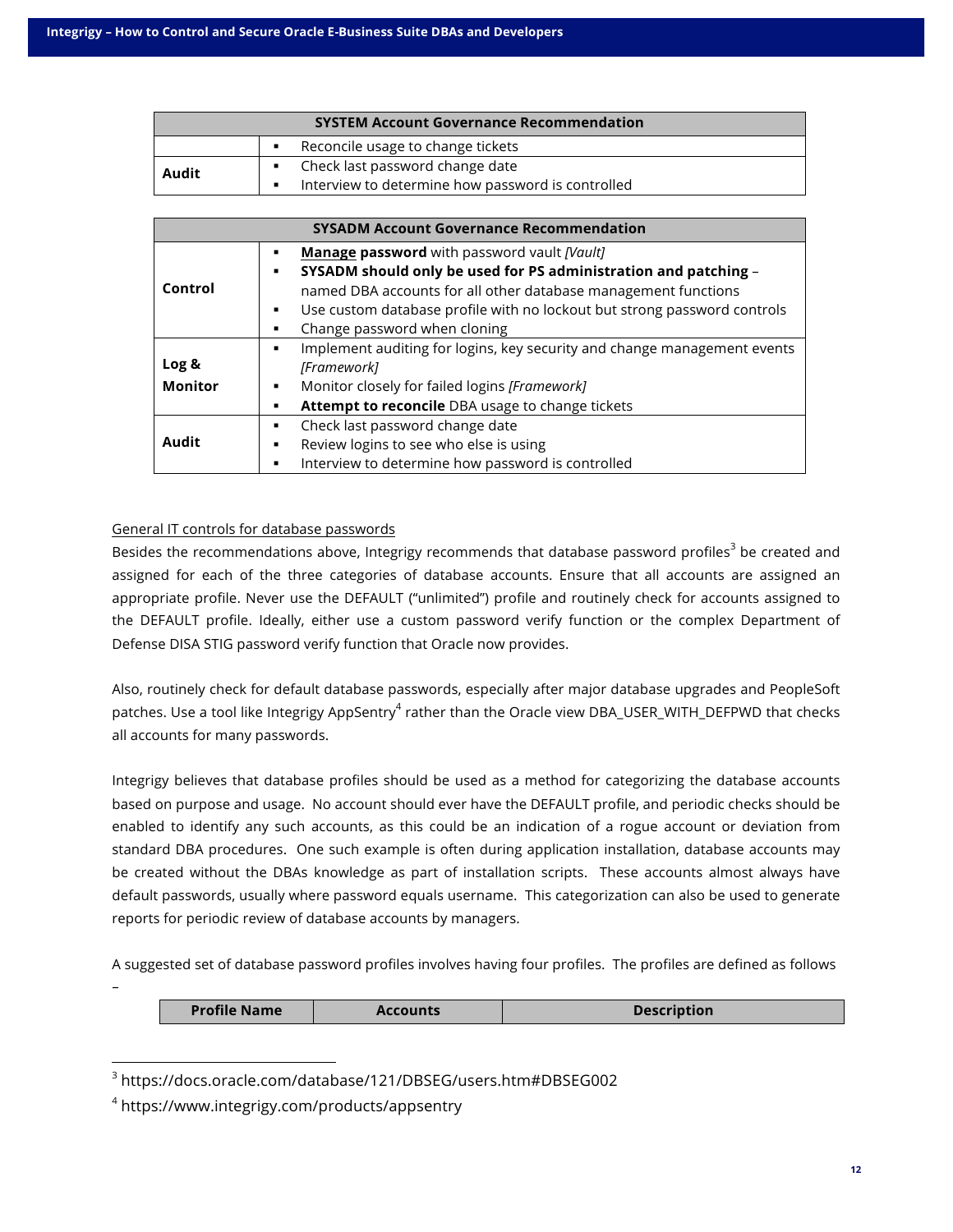| SYSTEM Account Governance Recommendation | |
|---|---|
| | ▪ Reconcile usage to change tickets |
| **Audit** | ▪ Check last password change date<br>▪ Interview to determine how password is controlled |

| SYSADM Account Governance Recommendation | |
|---|---|
| **Control** | ▪ **<u>Manage</u> password** with password vault *[Vault]*<br>▪ **SYSADM should only be used for PS administration and patching** – named DBA accounts for all other database management functions<br>▪ Use custom database profile with no lockout but strong password controls<br>▪ Change password when cloning |
| **Log & Monitor** | ▪ Implement auditing for logins, key security and change management events *[Framework]*<br>▪ Monitor closely for failed logins *[Framework]*<br>▪ **Attempt to reconcile** DBA usage to change tickets |
| **Audit** | ▪ Check last password change date<br>▪ Review logins to see who else is using<br>▪ Interview to determine how password is controlled |

<u>General IT controls for database passwords</u>

Besides the recommendations above, Integrigy recommends that database password profiles[3] be created and assigned for each of the three categories of database accounts. Ensure that all accounts are assigned an appropriate profile. Never use the DEFAULT ("unlimited") profile and routinely check for accounts assigned to the DEFAULT profile. Ideally, either use a custom password verify function or the complex Department of Defense DISA STIG password verify function that Oracle now provides.

Also, routinely check for default database passwords, especially after major database upgrades and PeopleSoft patches. Use a tool like Integrigy AppSentry[4] rather than the Oracle view DBA_USER_WITH_DEFPWD that checks all accounts for many passwords.

Integrigy believes that database profiles should be used as a method for categorizing the database accounts based on purpose and usage. No account should ever have the DEFAULT profile, and periodic checks should be enabled to identify any such accounts, as this could be an indication of a rogue account or deviation from standard DBA procedures. One such example is often during application installation, database accounts may be created without the DBAs knowledge as part of installation scripts. These accounts almost always have default passwords, usually where password equals username. This categorization can also be used to generate reports for periodic review of database accounts by managers.

A suggested set of database password profiles involves having four profiles. The profiles are defined as follows –

| Profile Name | Accounts | Description |
|---|---|---|

[3] https://docs.oracle.com/database/121/DBSEG/users.htm#DBSEG002

[4] https://www.integrigy.com/products/appsentry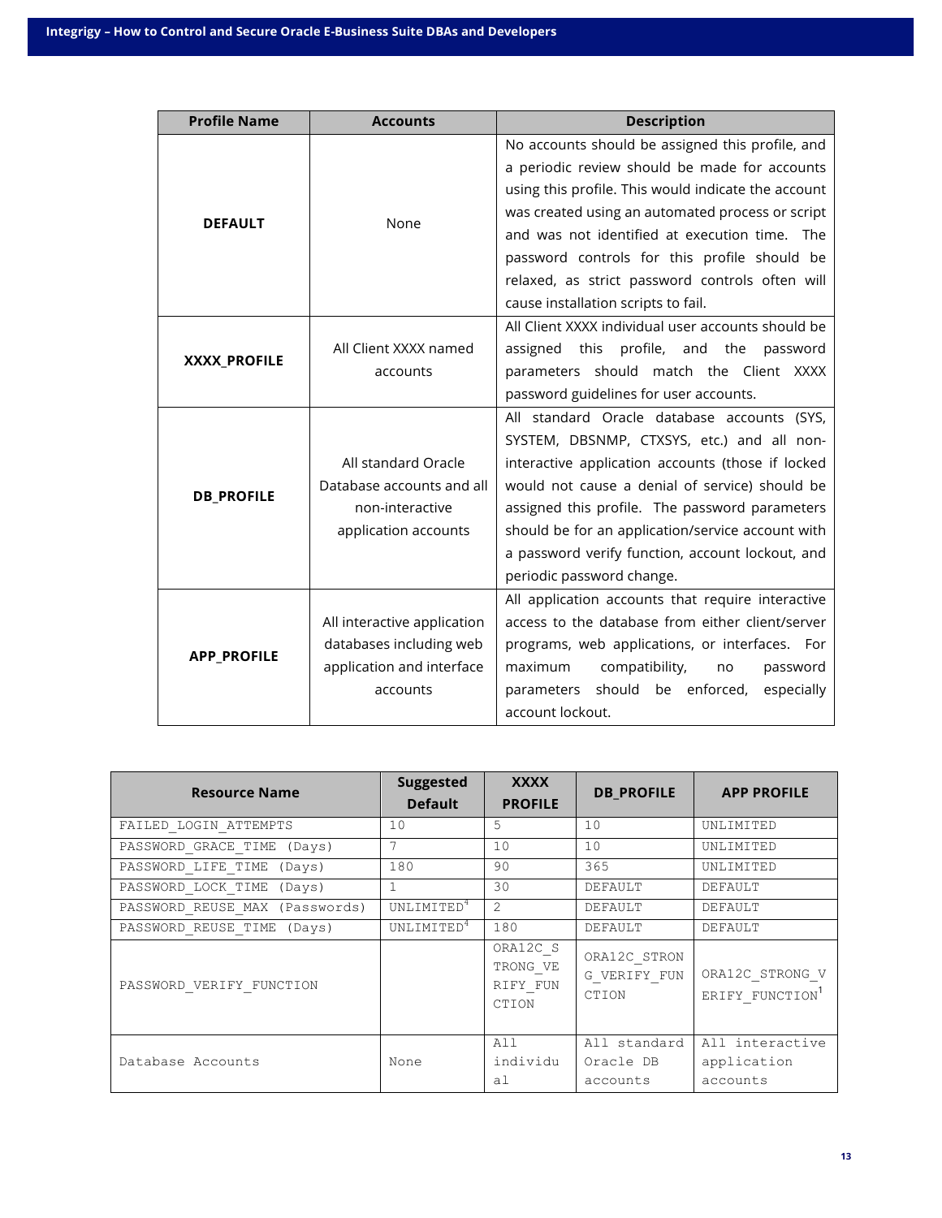| Profile Name | Accounts | Description |
| --- | --- | --- |
| **DEFAULT** | None | No accounts should be assigned this profile, and a periodic review should be made for accounts using this profile. This would indicate the account was created using an automated process or script and was not identified at execution time. The password controls for this profile should be relaxed, as strict password controls often will cause installation scripts to fail. |
| **XXXX_PROFILE** | All Client XXXX named accounts | All Client XXXX individual user accounts should be assigned this profile, and the password parameters should match the Client XXXX password guidelines for user accounts. |
| **DB_PROFILE** | All standard Oracle Database accounts and all non-interactive application accounts | All standard Oracle database accounts (SYS, SYSTEM, DBSNMP, CTXSYS, etc.) and all non-interactive application accounts (those if locked would not cause a denial of service) should be assigned this profile. The password parameters should be for an application/service account with a password verify function, account lockout, and periodic password change. |
| **APP_PROFILE** | All interactive application databases including web application and interface accounts | All application accounts that require interactive access to the database from either client/server programs, web applications, or interfaces. For maximum compatibility, no password parameters should be enforced, especially account lockout. |

| Resource Name | Suggested Default | XXXX PROFILE | DB_PROFILE | APP PROFILE |
| --- | --- | --- | --- | --- |
| FAILED_LOGIN_ATTEMPTS | 10 | 5 | 10 | UNLIMITED |
| PASSWORD_GRACE_TIME (Days) | 7 | 10 | 10 | UNLIMITED |
| PASSWORD_LIFE_TIME (Days) | 180 | 90 | 365 | UNLIMITED |
| PASSWORD_LOCK_TIME (Days) | 1 | 30 | DEFAULT | DEFAULT |
| PASSWORD_REUSE_MAX (Passwords) | UNLIMITED[4] | 2 | DEFAULT | DEFAULT |
| PASSWORD_REUSE_TIME (Days) | UNLIMITED[4] | 180 | DEFAULT | DEFAULT |
| PASSWORD_VERIFY_FUNCTION | | ORA12C_STRONG_VERIFY_FUNCTION | ORA12C_STRONG_VERIFY_FUNCTION | ORA12C_STRONG_VERIFY_FUNCTION[1] |
| Database Accounts | None | All individual | All standard Oracle DB accounts | All interactive application accounts |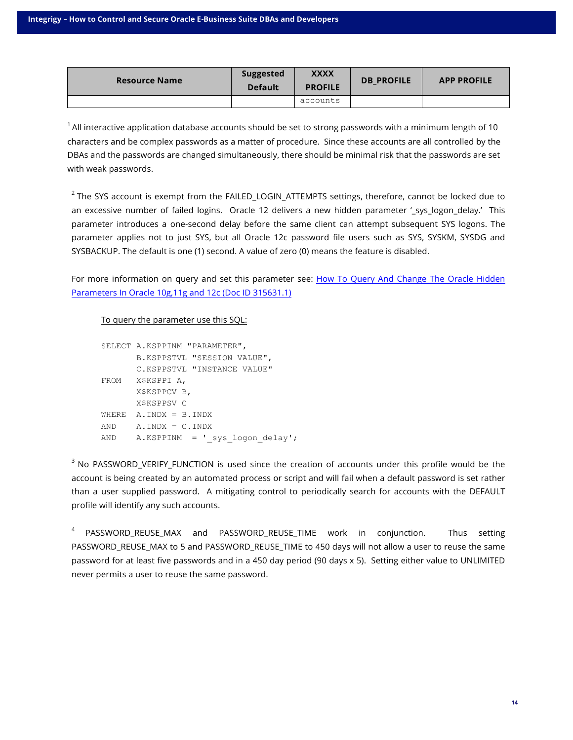| Resource Name | Suggested Default | XXXX PROFILE | DB_PROFILE | APP PROFILE |
|---|---|---|---|---|
| | | accounts | | |

[1] All interactive application database accounts should be set to strong passwords with a minimum length of 10 characters and be complex passwords as a matter of procedure. Since these accounts are all controlled by the DBAs and the passwords are changed simultaneously, there should be minimal risk that the passwords are set with weak passwords.

[2] The SYS account is exempt from the FAILED_LOGIN_ATTEMPTS settings, therefore, cannot be locked due to an excessive number of failed logins. Oracle 12 delivers a new hidden parameter '_sys_logon_delay.' This parameter introduces a one-second delay before the same client can attempt subsequent SYS logons. The parameter applies not to just SYS, but all Oracle 12c password file users such as SYS, SYSKM, SYSDG and SYSBACKUP. The default is one (1) second. A value of zero (0) means the feature is disabled.

For more information on query and set this parameter see: How To Query And Change The Oracle Hidden Parameters In Oracle 10g,11g and 12c (Doc ID 315631.1)

To query the parameter use this SQL:

```
SELECT A.KSPPINM "PARAMETER",
       B.KSPPSTVL "SESSION VALUE",
       C.KSPPSTVL "INSTANCE VALUE"
FROM   X$KSPPI A,
       X$KSPPCV B,
       X$KSPPSV C
WHERE  A.INDX = B.INDX
AND    A.INDX = C.INDX
AND    A.KSPPINM  = '_sys_logon_delay';
```

[3] No PASSWORD_VERIFY_FUNCTION is used since the creation of accounts under this profile would be the account is being created by an automated process or script and will fail when a default password is set rather than a user supplied password. A mitigating control to periodically search for accounts with the DEFAULT profile will identify any such accounts.

[4] PASSWORD_REUSE_MAX and PASSWORD_REUSE_TIME work in conjunction. Thus setting PASSWORD_REUSE_MAX to 5 and PASSWORD_REUSE_TIME to 450 days will not allow a user to reuse the same password for at least five passwords and in a 450 day period (90 days x 5). Setting either value to UNLIMITED never permits a user to reuse the same password.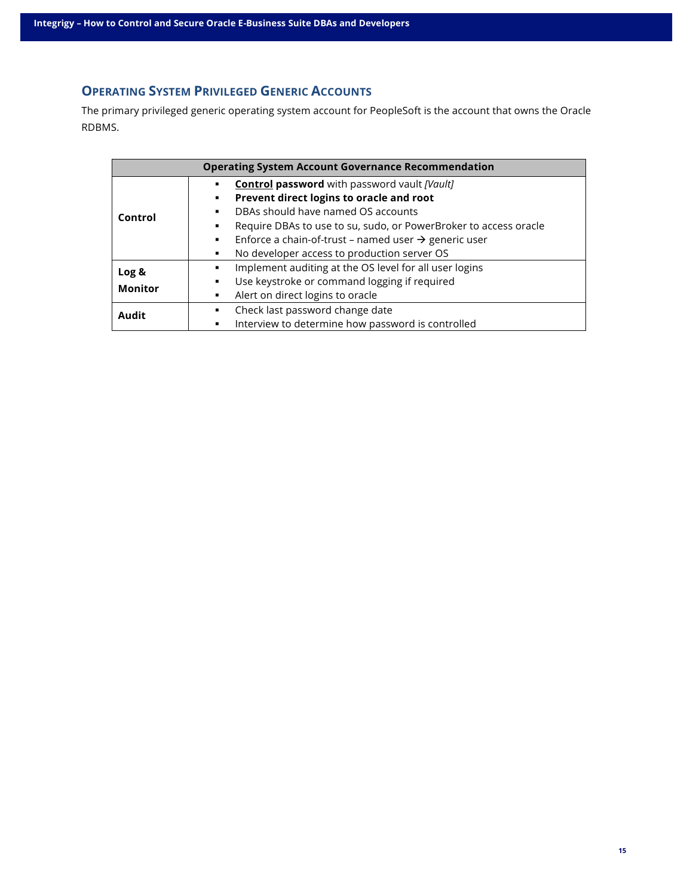## Operating System Privileged Generic Accounts

The primary privileged generic operating system account for PeopleSoft is the account that owns the Oracle RDBMS.

| Operating System Account Governance Recommendation | |
|---|---|
| **Control** | ▪ <u>**Control**</u> **password** with password vault *[Vault]*<br>▪ **Prevent direct logins to oracle and root**<br>▪ DBAs should have named OS accounts<br>▪ Require DBAs to use to su, sudo, or PowerBroker to access oracle<br>▪ Enforce a chain-of-trust – named user → generic user<br>▪ No developer access to production server OS |
| **Log & Monitor** | ▪ Implement auditing at the OS level for all user logins<br>▪ Use keystroke or command logging if required<br>▪ Alert on direct logins to oracle |
| **Audit** | ▪ Check last password change date<br>▪ Interview to determine how password is controlled |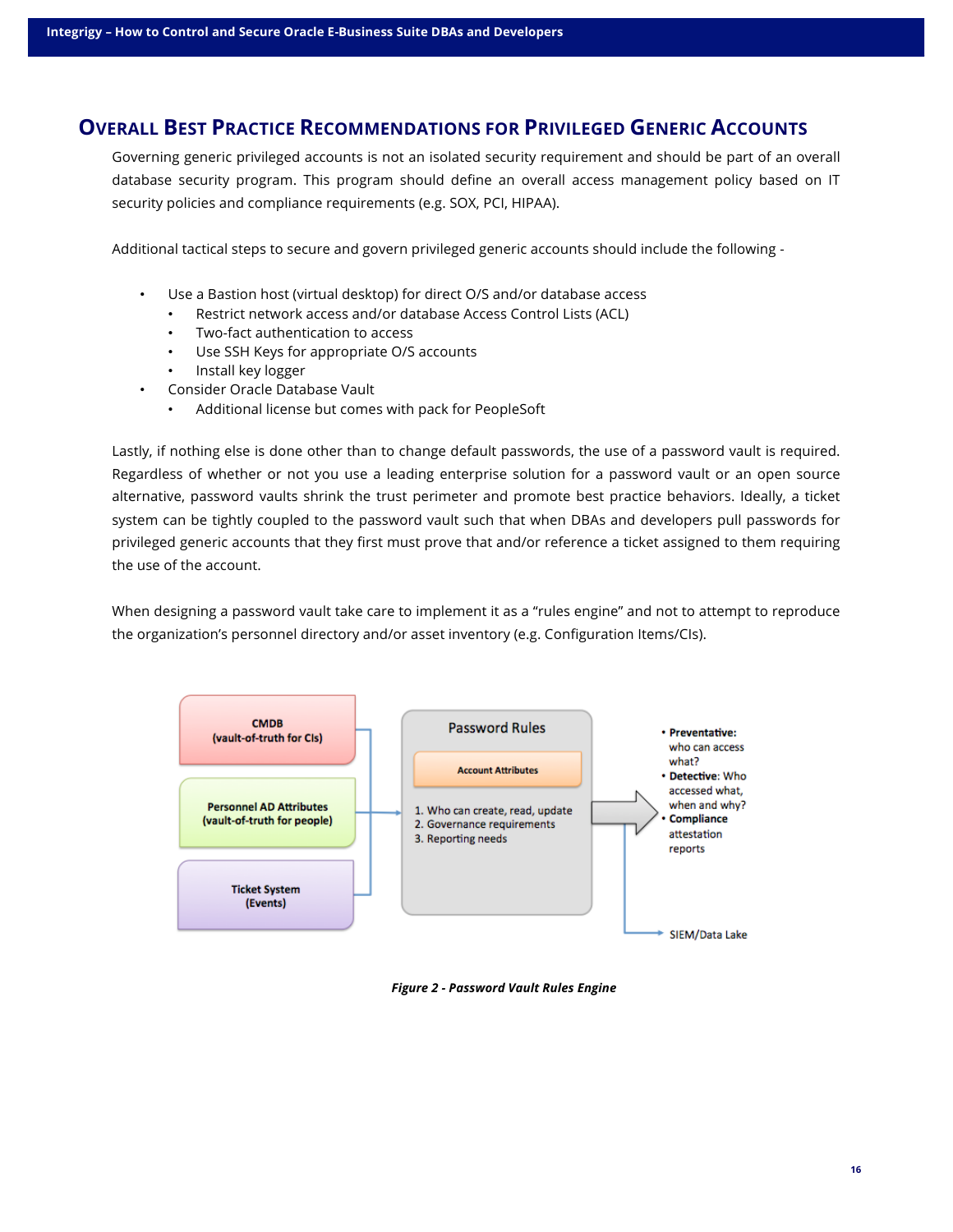## Overall Best Practice Recommendations for Privileged Generic Accounts

Governing generic privileged accounts is not an isolated security requirement and should be part of an overall database security program. This program should define an overall access management policy based on IT security policies and compliance requirements (e.g. SOX, PCI, HIPAA).

Additional tactical steps to secure and govern privileged generic accounts should include the following -

- Use a Bastion host (virtual desktop) for direct O/S and/or database access
  - Restrict network access and/or database Access Control Lists (ACL)
  - Two-fact authentication to access
  - Use SSH Keys for appropriate O/S accounts
  - Install key logger
- Consider Oracle Database Vault
  - Additional license but comes with pack for PeopleSoft

Lastly, if nothing else is done other than to change default passwords, the use of a password vault is required. Regardless of whether or not you use a leading enterprise solution for a password vault or an open source alternative, password vaults shrink the trust perimeter and promote best practice behaviors. Ideally, a ticket system can be tightly coupled to the password vault such that when DBAs and developers pull passwords for privileged generic accounts that they first must prove that and/or reference a ticket assigned to them requiring the use of the account.

When designing a password vault take care to implement it as a "rules engine" and not to attempt to reproduce the organization's personnel directory and/or asset inventory (e.g. Configuration Items/CIs).

CMDB (vault-of-truth for CIs)

Personnel AD Attributes (vault-of-truth for people)

Ticket System (Events)

Password Rules

Account Attributes

1. Who can create, read, update
2. Governance requirements
3. Reporting needs

- **Preventative:** who can access what?
- **Detective:** Who accessed what, when and why?
- **Compliance** attestation reports

SIEM/Data Lake

***Figure 2 - Password Vault Rules Engine***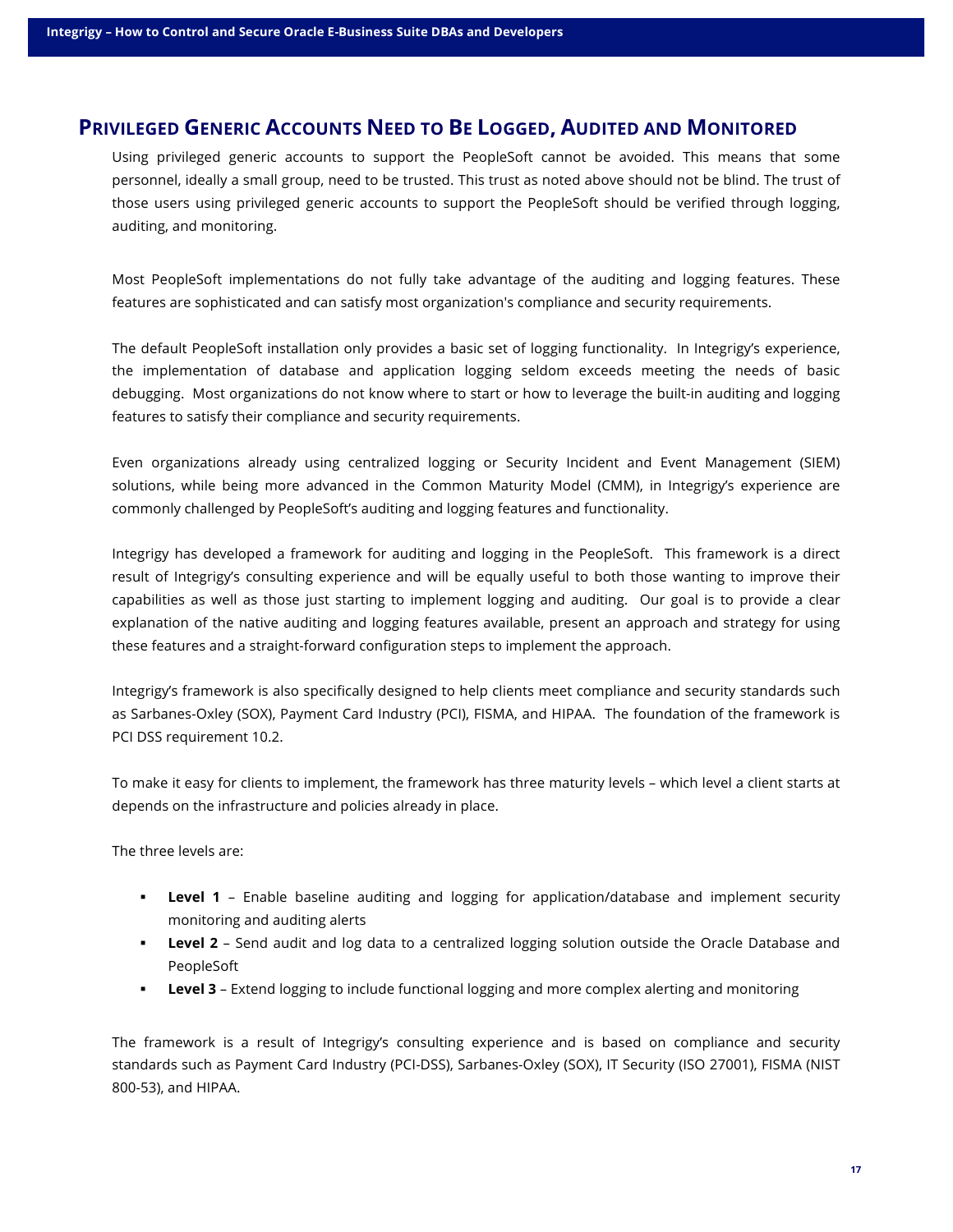## Privileged Generic Accounts Need to Be Logged, Audited and Monitored

Using privileged generic accounts to support the PeopleSoft cannot be avoided. This means that some personnel, ideally a small group, need to be trusted. This trust as noted above should not be blind. The trust of those users using privileged generic accounts to support the PeopleSoft should be verified through logging, auditing, and monitoring.

Most PeopleSoft implementations do not fully take advantage of the auditing and logging features. These features are sophisticated and can satisfy most organization's compliance and security requirements.

The default PeopleSoft installation only provides a basic set of logging functionality. In Integrigy's experience, the implementation of database and application logging seldom exceeds meeting the needs of basic debugging. Most organizations do not know where to start or how to leverage the built-in auditing and logging features to satisfy their compliance and security requirements.

Even organizations already using centralized logging or Security Incident and Event Management (SIEM) solutions, while being more advanced in the Common Maturity Model (CMM), in Integrigy's experience are commonly challenged by PeopleSoft's auditing and logging features and functionality.

Integrigy has developed a framework for auditing and logging in the PeopleSoft. This framework is a direct result of Integrigy's consulting experience and will be equally useful to both those wanting to improve their capabilities as well as those just starting to implement logging and auditing. Our goal is to provide a clear explanation of the native auditing and logging features available, present an approach and strategy for using these features and a straight-forward configuration steps to implement the approach.

Integrigy's framework is also specifically designed to help clients meet compliance and security standards such as Sarbanes-Oxley (SOX), Payment Card Industry (PCI), FISMA, and HIPAA. The foundation of the framework is PCI DSS requirement 10.2.

To make it easy for clients to implement, the framework has three maturity levels – which level a client starts at depends on the infrastructure and policies already in place.

The three levels are:

- **Level 1** – Enable baseline auditing and logging for application/database and implement security monitoring and auditing alerts
- **Level 2** – Send audit and log data to a centralized logging solution outside the Oracle Database and PeopleSoft
- **Level 3** – Extend logging to include functional logging and more complex alerting and monitoring

The framework is a result of Integrigy's consulting experience and is based on compliance and security standards such as Payment Card Industry (PCI-DSS), Sarbanes-Oxley (SOX), IT Security (ISO 27001), FISMA (NIST 800-53), and HIPAA.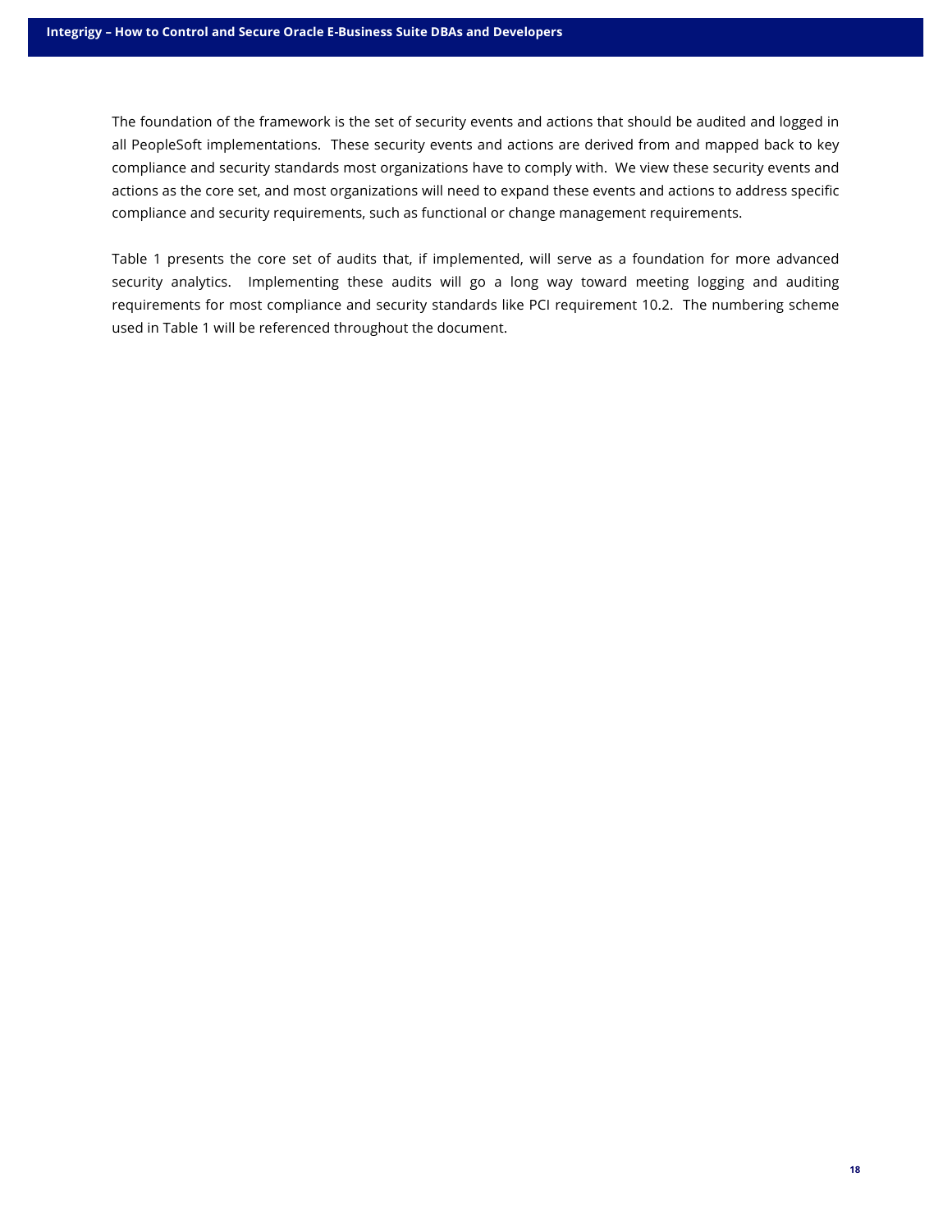The foundation of the framework is the set of security events and actions that should be audited and logged in all PeopleSoft implementations. These security events and actions are derived from and mapped back to key compliance and security standards most organizations have to comply with. We view these security events and actions as the core set, and most organizations will need to expand these events and actions to address specific compliance and security requirements, such as functional or change management requirements.

Table 1 presents the core set of audits that, if implemented, will serve as a foundation for more advanced security analytics. Implementing these audits will go a long way toward meeting logging and auditing requirements for most compliance and security standards like PCI requirement 10.2. The numbering scheme used in Table 1 will be referenced throughout the document.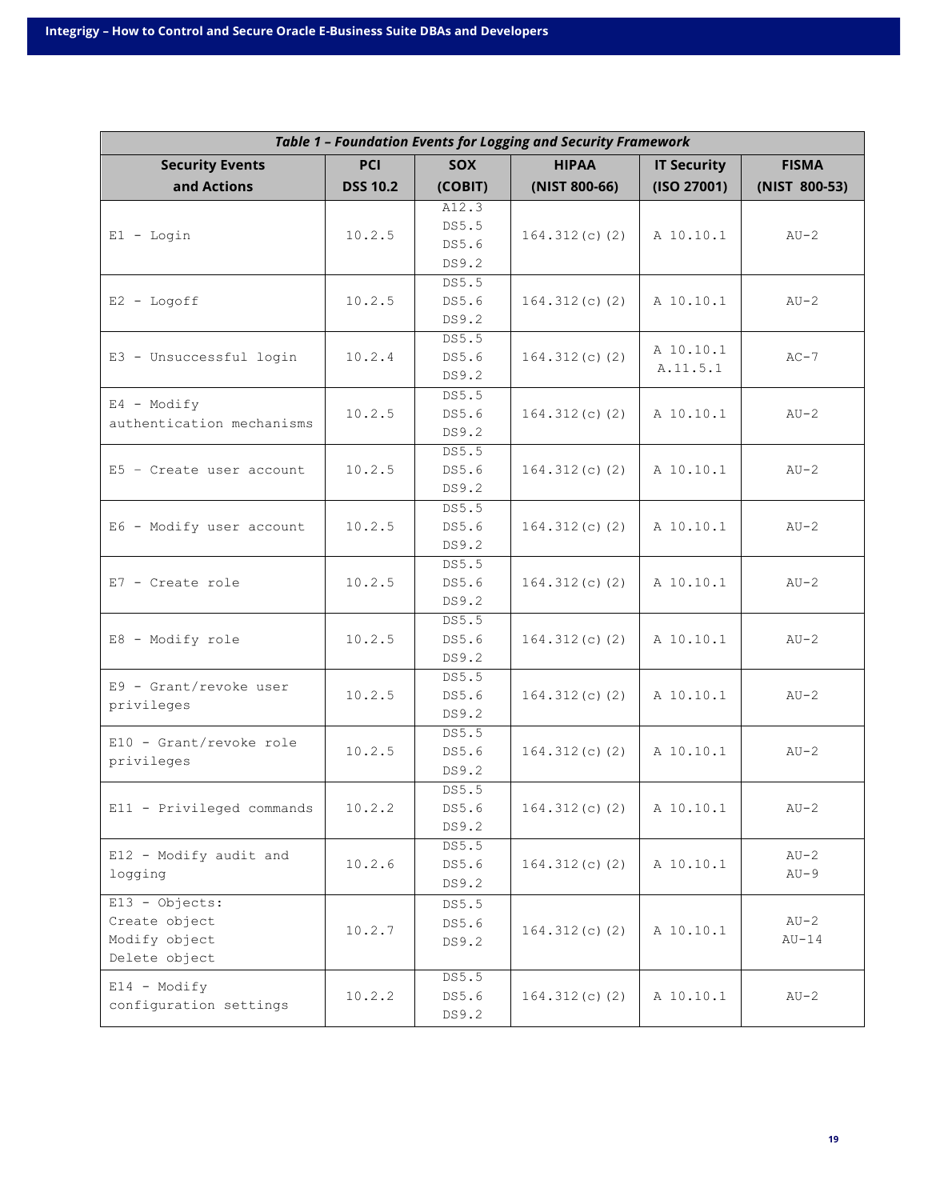*Table 1 – Foundation Events for Logging and Security Framework*

| Security Events and Actions | PCI DSS 10.2 | SOX (COBIT) | HIPAA (NIST 800-66) | IT Security (ISO 27001) | FISMA (NIST 800-53) |
|---|---|---|---|---|---|
| E1 - Login | 10.2.5 | A12.3 DS5.5 DS5.6 DS9.2 | 164.312(c)(2) | A 10.10.1 | AU-2 |
| E2 - Logoff | 10.2.5 | DS5.5 DS5.6 DS9.2 | 164.312(c)(2) | A 10.10.1 | AU-2 |
| E3 - Unsuccessful login | 10.2.4 | DS5.5 DS5.6 DS9.2 | 164.312(c)(2) | A 10.10.1 A.11.5.1 | AC-7 |
| E4 - Modify authentication mechanisms | 10.2.5 | DS5.5 DS5.6 DS9.2 | 164.312(c)(2) | A 10.10.1 | AU-2 |
| E5 – Create user account | 10.2.5 | DS5.5 DS5.6 DS9.2 | 164.312(c)(2) | A 10.10.1 | AU-2 |
| E6 - Modify user account | 10.2.5 | DS5.5 DS5.6 DS9.2 | 164.312(c)(2) | A 10.10.1 | AU-2 |
| E7 - Create role | 10.2.5 | DS5.5 DS5.6 DS9.2 | 164.312(c)(2) | A 10.10.1 | AU-2 |
| E8 - Modify role | 10.2.5 | DS5.5 DS5.6 DS9.2 | 164.312(c)(2) | A 10.10.1 | AU-2 |
| E9 - Grant/revoke user privileges | 10.2.5 | DS5.5 DS5.6 DS9.2 | 164.312(c)(2) | A 10.10.1 | AU-2 |
| E10 - Grant/revoke role privileges | 10.2.5 | DS5.5 DS5.6 DS9.2 | 164.312(c)(2) | A 10.10.1 | AU-2 |
| E11 - Privileged commands | 10.2.2 | DS5.5 DS5.6 DS9.2 | 164.312(c)(2) | A 10.10.1 | AU-2 |
| E12 - Modify audit and logging | 10.2.6 | DS5.5 DS5.6 DS9.2 | 164.312(c)(2) | A 10.10.1 | AU-2 AU-9 |
| E13 - Objects: Create object Modify object Delete object | 10.2.7 | DS5.5 DS5.6 DS9.2 | 164.312(c)(2) | A 10.10.1 | AU-2 AU-14 |
| E14 - Modify configuration settings | 10.2.2 | DS5.5 DS5.6 DS9.2 | 164.312(c)(2) | A 10.10.1 | AU-2 |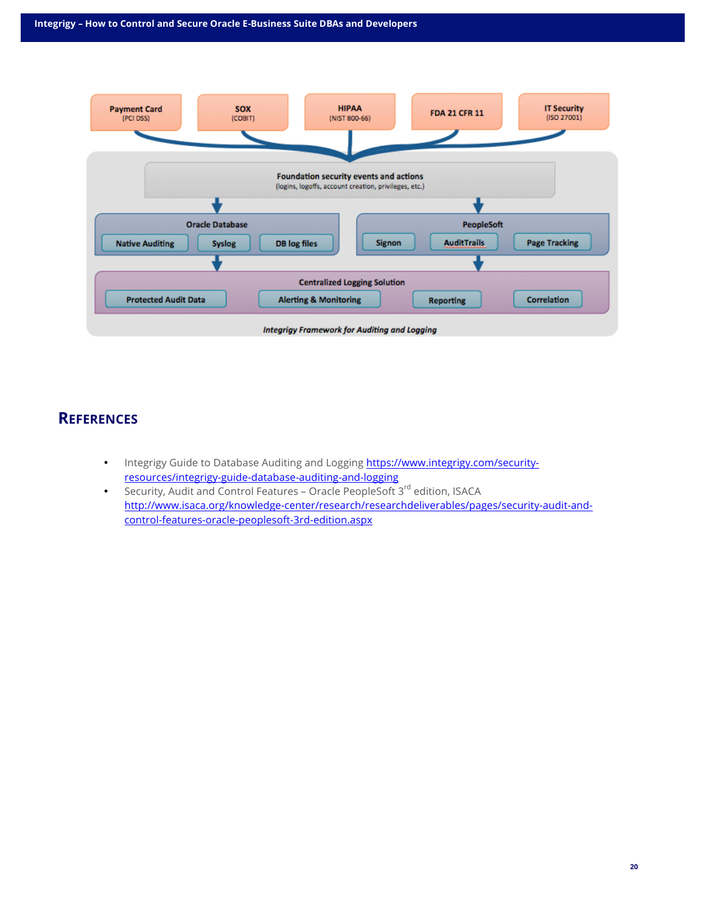Payment Card (PCI DSS) | SOX (COBIT) | HIPAA (NIST 800-66) | FDA 21 CFR 11 | IT Security (ISO 27001)

Foundation security events and actions
(logins, logoffs, account creation, privileges, etc.)

Oracle Database: Native Auditing | Syslog | DB log files

PeopleSoft: Signon | AuditTrails | Page Tracking

Centralized Logging Solution: Protected Audit Data | Alerting & Monitoring | Reporting | Correlation

*Integrigy Framework for Auditing and Logging*

## References

- Integrigy Guide to Database Auditing and Logging https://www.integrigy.com/security-resources/integrigy-guide-database-auditing-and-logging
- Security, Audit and Control Features – Oracle PeopleSoft 3rd edition, ISACA http://www.isaca.org/knowledge-center/research/researchdeliverables/pages/security-audit-and-control-features-oracle-peoplesoft-3rd-edition.aspx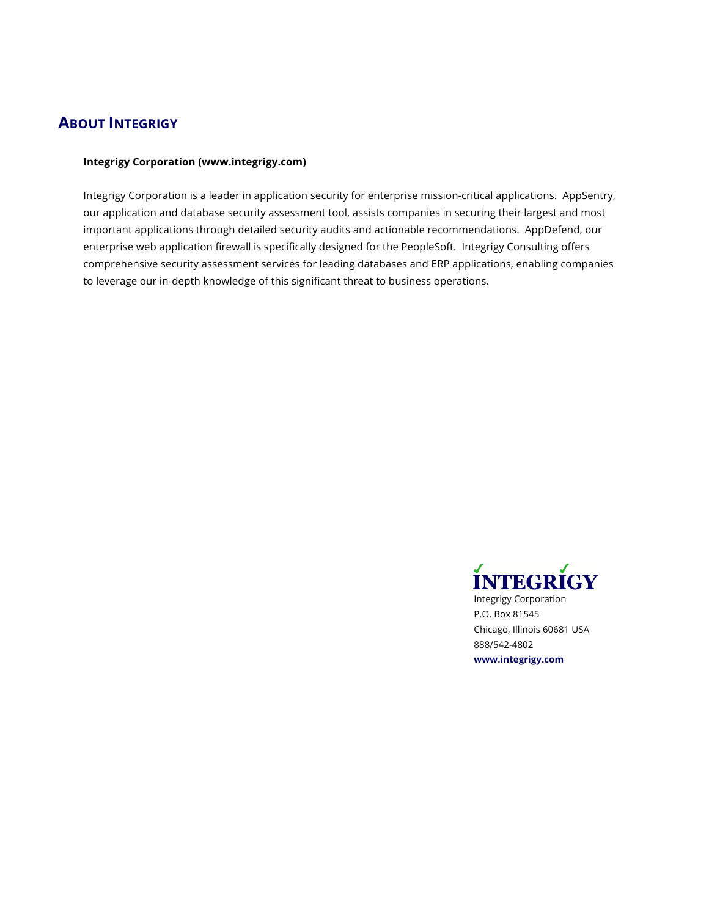## About Integrigy

**Integrigy Corporation (www.integrigy.com)**

Integrigy Corporation is a leader in application security for enterprise mission-critical applications. AppSentry, our application and database security assessment tool, assists companies in securing their largest and most important applications through detailed security audits and actionable recommendations. AppDefend, our enterprise web application firewall is specifically designed for the PeopleSoft. Integrigy Consulting offers comprehensive security assessment services for leading databases and ERP applications, enabling companies to leverage our in-depth knowledge of this significant threat to business operations.

INTEGRIGY

Integrigy Corporation
P.O. Box 81545
Chicago, Illinois 60681 USA
888/542-4802
**www.integrigy.com**